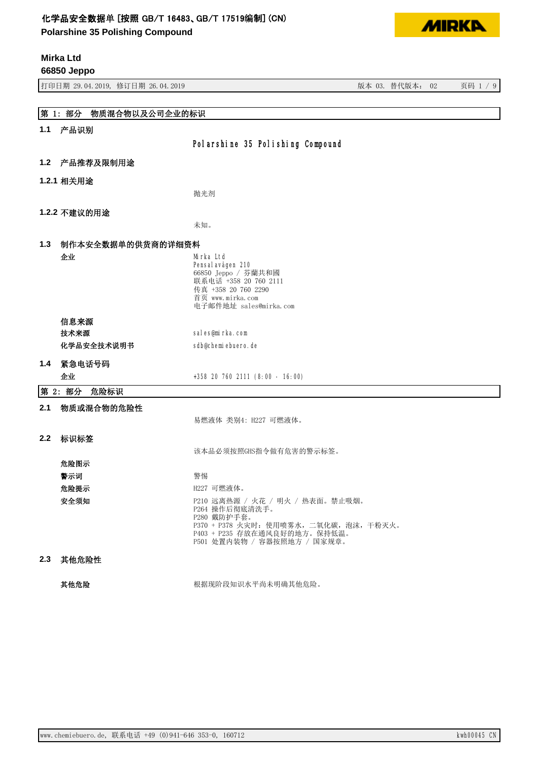# 化学品安全数据单 [按照 GB/T 16483、GB/T 17519编制] (CN)

**Polarshine 35 Polishing Compound**

**Mirka Ltd**
**66850 Jeppo**

打印日期 29.04.2019, 修订日期 26.04.2019 | 版本 03. 替代版本: 02

## 第 1: 部分 物质混合物以及公司企业的标识

### 1.1 产品识别

Polarshine 35 Polishing Compound

### 1.2 产品推荐及限制用途

#### 1.2.1 相关用途

抛光剂

#### 1.2.2 不建议的用途

未知。

### 1.3 制作本安全数据单的供货商的详细资料

企业

Mirka Ltd
Pensalavägen 210
66850 Jeppo / 芬蘭共和國
联系电话 +358 20 760 2111
传真 +358 20 760 2290
首页 www.mirka.com
电子邮件地址 sales@mirka.com

**信息来源**

| | |
|---|---|
| **技术来源** | sales@mirka.com |
| **化学品安全技术说明书** | sdb@chemiebuero.de |

### 1.4 紧急电话号码

| | |
|---|---|
| 企业 | +358 20 760 2111 (8:00 - 16:00) |

## 第 2: 部分 危险标识

### 2.1 物质或混合物的危险性

易燃液体 类别4: H227 可燃液体。

### 2.2 标识标签

该本品必须按照GHS指令做有危害的警示标签。

| | |
|---|---|
| **危险图示** | |
| **警示词** | 警惕 |
| **危险提示** | H227 可燃液体。 |
| **安全须知** | P210 远离热源 / 火花 / 明火 / 热表面。禁止吸烟。<br>P264 操作后彻底清洗手。<br>P280 戴防护手套。<br>P370 + P378 火灾时: 使用喷雾水, 二氧化碳, 泡沫, 干粉灭火。<br>P403 + P235 存放在通风良好的地方。保持低温。<br>P501 处置内装物 / 容器按照地方 / 国家规章。 |

### 2.3 其他危险性

| | |
|---|---|
| **其他危险** | 根据现阶段知识水平尚未明确其他危险。 |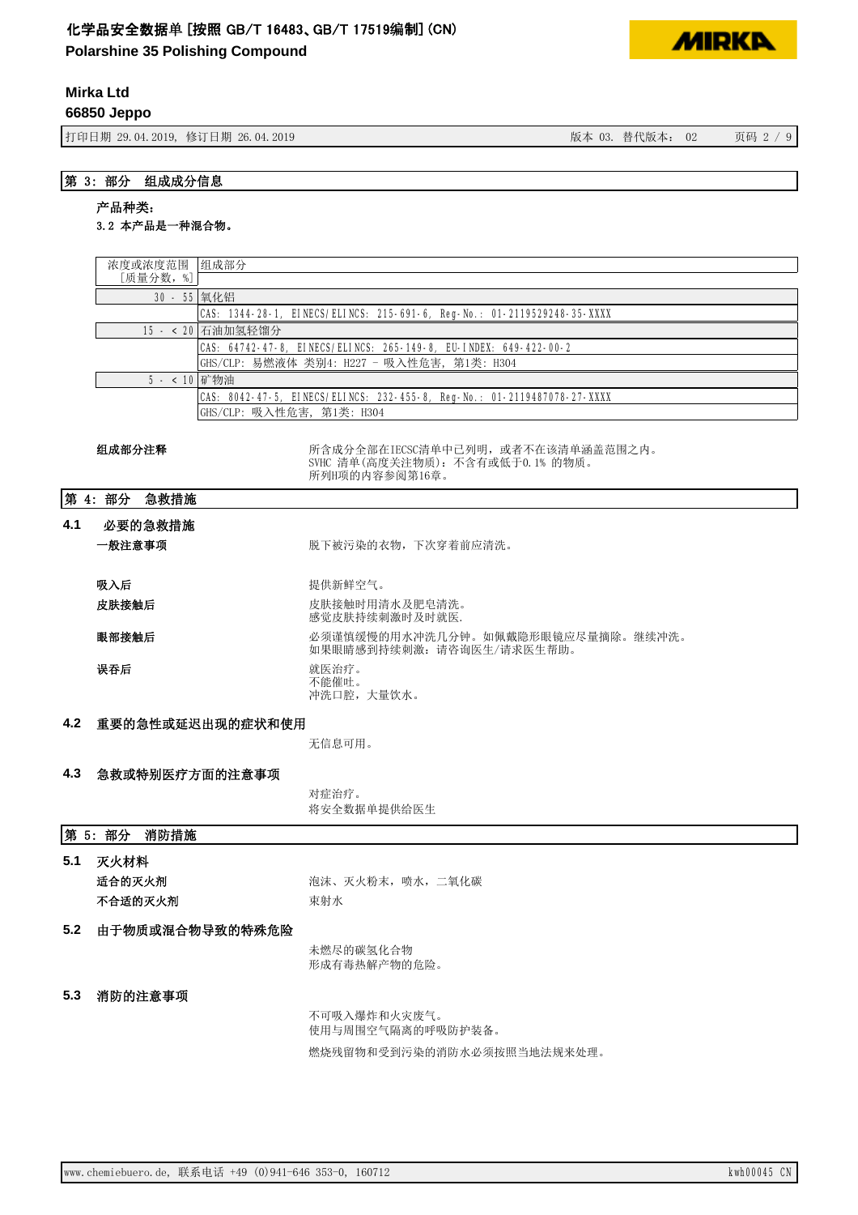## 第 3: 部分　组成成分信息

**产品种类:**

**3.2 本产品是一种混合物。**

| 浓度或浓度范围［质量分数，%］ | 组成部分 |
|---|---|
| 30 - 55 | 氧化铝 |
| | CAS: 1344-28-1, EINECS/ELINCS: 215-691-6, Reg-No.: 01-2119529248-35-XXXX |
| 15 - < 20 | 石油加氢轻馏分 |
| | CAS: 64742-47-8, EINECS/ELINCS: 265-149-8, EU-INDEX: 649-422-00-2 |
| | GHS/CLP: 易燃液体 类别4: H227 - 吸入性危害, 第1类: H304 |
| 5 - < 10 | 矿物油 |
| | CAS: 8042-47-5, EINECS/ELINCS: 232-455-8, Reg-No.: 01-2119487078-27-XXXX |
| | GHS/CLP: 吸入性危害, 第1类: H304 |

**组成部分注释**

所含成分全部在IECSC清单中已列明，或者不在该清单涵盖范围之内。
SVHC 清单(高度关注物质): 不含有或低于0.1% 的物质。
所列H项的内容参阅第16章。

## 第 4: 部分　急救措施

### 4.1 必要的急救措施

**一般注意事项**

脱下被污染的衣物，下次穿着前应清洗。

**吸入后**

提供新鲜空气。

**皮肤接触后**

皮肤接触时用清水及肥皂清洗。
感觉皮肤持续刺激时及时就医.

**眼部接触后**

必须谨慎缓慢的用水冲洗几分钟。如佩戴隐形眼镜应尽量摘除。继续冲洗。
如果眼睛感到持续刺激: 请咨询医生/请求医生帮助。

**误吞后**

就医治疗。
不能催吐。
冲洗口腔，大量饮水。

### 4.2 重要的急性或延迟出现的症状和使用

无信息可用。

### 4.3 急救或特别医疗方面的注意事项

对症治疗。
将安全数据单提供给医生

## 第 5: 部分　消防措施

### 5.1 灭火材料

**适合的灭火剂**

泡沫、灭火粉末，喷水，二氧化碳

**不合适的灭火剂**

束射水

### 5.2 由于物质或混合物导致的特殊危险

未燃尽的碳氢化合物
形成有毒热解产物的危险。

### 5.3 消防的注意事项

不可吸入爆炸和火灾废气。
使用与周围空气隔离的呼吸防护装备。

燃烧残留物和受到污染的消防水必须按照当地法规来处理。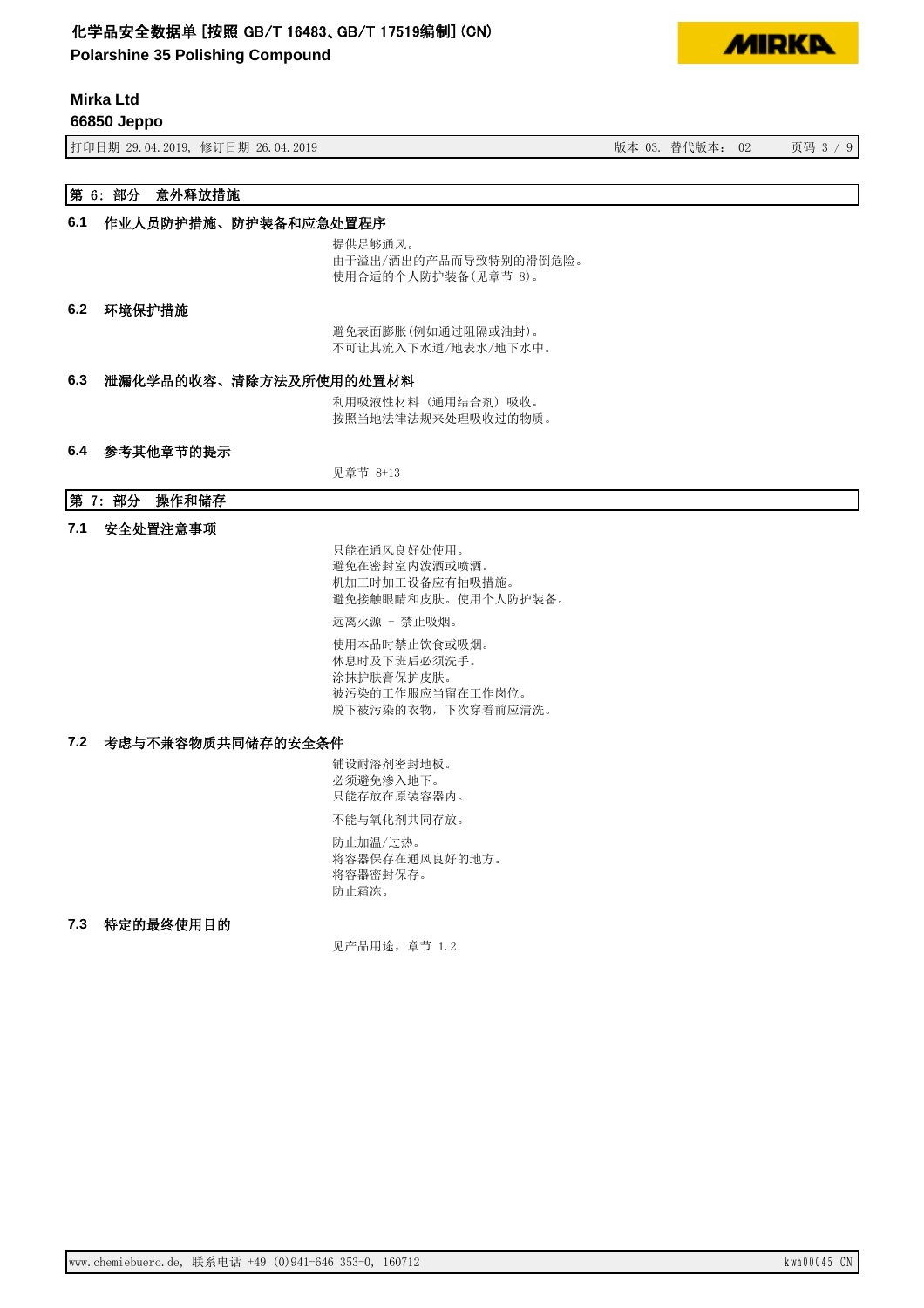## 第 6: 部分　意外释放措施

### 6.1 作业人员防护措施、防护装备和应急处置程序

提供足够通风。
由于溢出/洒出的产品而导致特别的滑倒危险。
使用合适的个人防护装备(见章节 8)。

### 6.2 环境保护措施

避免表面膨胀(例如通过阻隔或油封)。
不可让其流入下水道/地表水/地下水中。

### 6.3 泄漏化学品的收容、清除方法及所使用的处置材料

利用吸液性材料 (通用结合剂) 吸收。
按照当地法律法规来处理吸收过的物质。

### 6.4 参考其他章节的提示

见章节 8+13

## 第 7: 部分　操作和储存

### 7.1 安全处置注意事项

只能在通风良好处使用。
避免在密封室内泼洒或喷洒。
机加工时加工设备应有抽吸措施。
避免接触眼睛和皮肤。使用个人防护装备。

远离火源 - 禁止吸烟。

使用本品时禁止饮食或吸烟。
休息时及下班后必须洗手。
涂抹护肤膏保护皮肤。
被污染的工作服应当留在工作岗位。
脱下被污染的衣物，下次穿着前应清洗。

### 7.2 考虑与不兼容物质共同储存的安全条件

铺设耐溶剂密封地板。
必须避免渗入地下。
只能存放在原装容器内。

不能与氧化剂共同存放。

防止加温/过热。
将容器保存在通风良好的地方。
将容器密封保存。
防止霜冻。

### 7.3 特定的最终使用目的

见产品用途，章节 1.2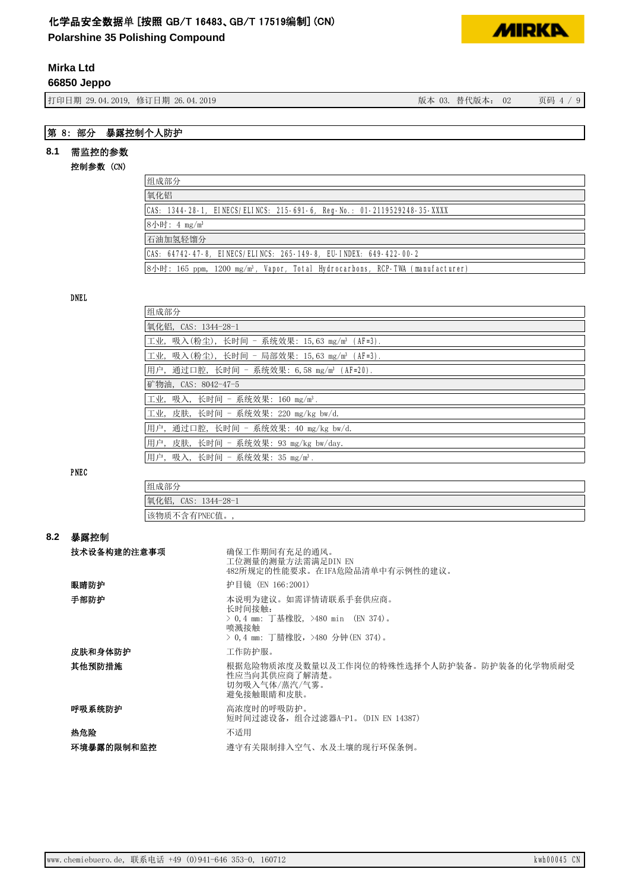## 第 8: 部分　暴露控制个人防护

### 8.1　需监控的参数

**控制参数 (CN)**

| 组成部分 |
|---|
| 氧化铝 |
| CAS: 1344-28-1, EINECS/ELINCS: 215-691-6, Reg-No.: 01-2119529248-35-XXXX |
| 8小时: 4 mg/m³ |
| 石油加氢轻馏分 |
| CAS: 64742-47-8, EINECS/ELINCS: 265-149-8, EU-INDEX: 649-422-00-2 |
| 8小时: 165 ppm, 1200 mg/m³, Vapor, Total Hydrocarbons, RCP-TWA (manufacturer) |

**DNEL**

| 组成部分 |
|---|
| 氧化铝, CAS: 1344-28-1 |
| 工业, 吸入(粉尘), 长时间 - 系统效果: 15,63 mg/m³ (AF=3). |
| 工业, 吸入(粉尘), 长时间 - 局部效果: 15,63 mg/m³ (AF=3). |
| 用户, 通过口腔, 长时间 - 系统效果: 6,58 mg/m³ (AF=20). |
| 矿物油, CAS: 8042-47-5 |
| 工业, 吸入, 长时间 - 系统效果: 160 mg/m³. |
| 工业, 皮肤, 长时间 - 系统效果: 220 mg/kg bw/d. |
| 用户, 通过口腔, 长时间 - 系统效果: 40 mg/kg bw/d. |
| 用户, 皮肤, 长时间 - 系统效果: 93 mg/kg bw/day. |
| 用户, 吸入, 长时间 - 系统效果: 35 mg/m³. |

**PNEC**

| 组成部分 |
|---|
| 氧化铝, CAS: 1344-28-1 |
| 该物质不含有PNEC值。, |

### 8.2　暴露控制

**技术设备构建的注意事项**
确保工作期间有充足的通风。
工位测量的测量方法需满足DIN EN
482所规定的性能要求。在IFA危险品清单中有示例性的建议。

**眼睛防护**
护目镜 (EN 166:2001)

**手部防护**
本说明为建议。如需详情请联系手套供应商。
长时间接触:
> 0,4 mm: 丁基橡胶, >480 min (EN 374)。
喷溅接触
> 0,4 mm: 丁腈橡胶, >480 分钟(EN 374)。

**皮肤和身体防护**
工作防护服。

**其他预防措施**
根据危险物质浓度及数量以及工作岗位的特殊性选择个人防护装备。防护装备的化学物质耐受性应当向其供应商了解清楚。
切勿吸入气体/蒸汽/气雾。
避免接触眼睛和皮肤。

**呼吸系统防护**
高浓度时的呼吸防护。
短时间过滤设备, 组合过滤器A-P1。(DIN EN 14387)

**热危险**
不适用

**环境暴露的限制和监控**
遵守有关限制排入空气、水及土壤的现行环保条例。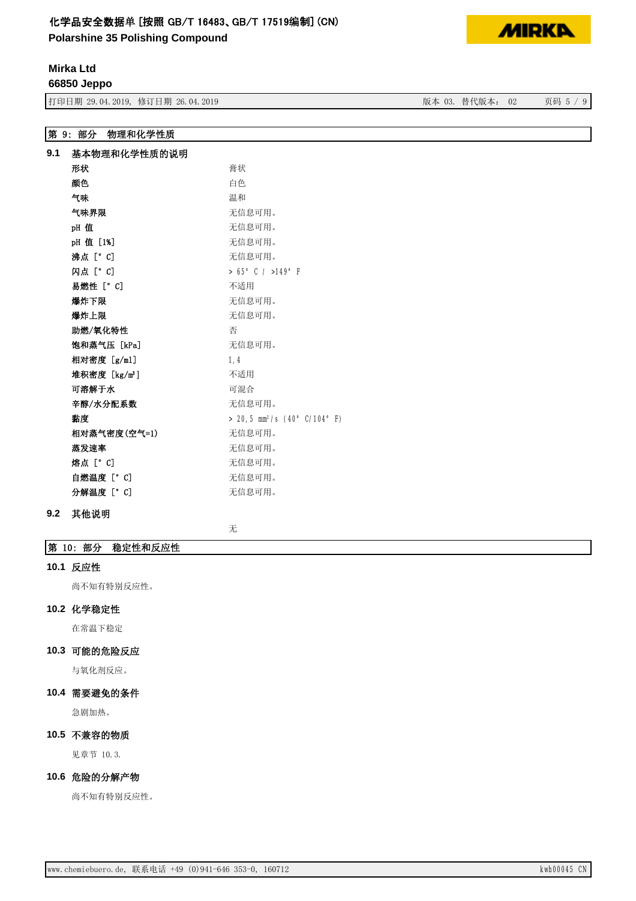## 第 9: 部分 物理和化学性质

### 9.1 基本物理和化学性质的说明

| | |
|---|---|
| 形状 | 膏状 |
| 颜色 | 白色 |
| 气味 | 温和 |
| 气味界限 | 无信息可用。 |
| pH 值 | 无信息可用。 |
| pH 值 [1%] | 无信息可用。 |
| 沸点 [° C] | 无信息可用。 |
| 闪点 [° C] | > 65° C / >149° F |
| 易燃性 [° C] | 不适用 |
| 爆炸下限 | 无信息可用。 |
| 爆炸上限 | 无信息可用。 |
| 助燃/氧化特性 | 否 |
| 饱和蒸气压 [kPa] | 无信息可用。 |
| 相对密度 [g/ml] | 1,4 |
| 堆积密度 [kg/m³] | 不适用 |
| 可溶解于水 | 可混合 |
| 辛醇/水分配系数 | 无信息可用。 |
| 黏度 | > 20,5 mm²/s (40° C/104° F) |
| 相对蒸气密度(空气=1) | 无信息可用。 |
| 蒸发速率 | 无信息可用。 |
| 熔点 [° C] | 无信息可用。 |
| 自燃温度 [° C] | 无信息可用。 |
| 分解温度 [° C] | 无信息可用。 |

### 9.2 其他说明

无

## 第 10: 部分 稳定性和反应性

### 10.1 反应性

尚不知有特别反应性。

### 10.2 化学稳定性

在常温下稳定

### 10.3 可能的危险反应

与氧化剂反应。

### 10.4 需要避免的条件

急剧加热。

### 10.5 不兼容的物质

见章节 10.3.

### 10.6 危险的分解产物

尚不知有特别反应性。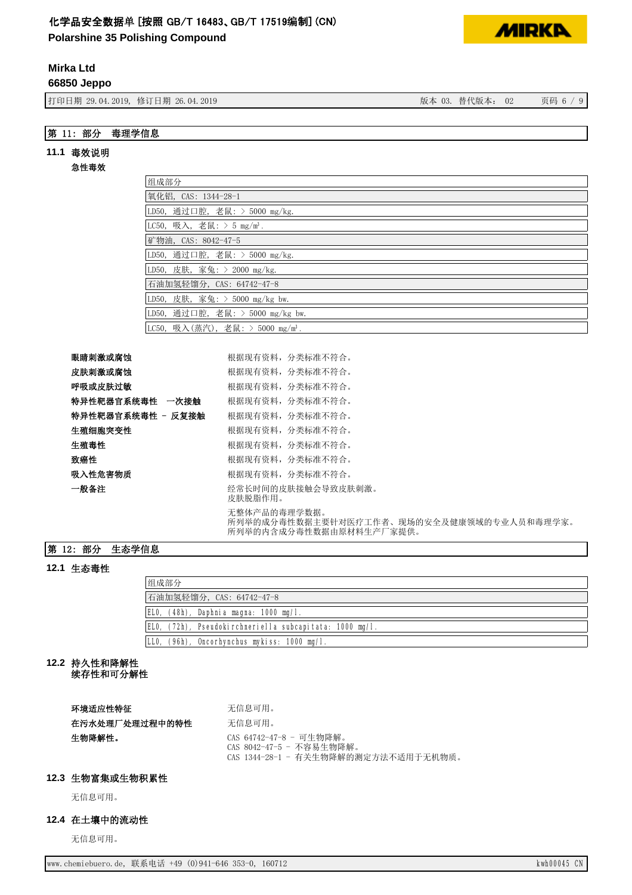## 第 11: 部分　毒理学信息

### 11.1 毒效说明

**急性毒效**

| 组成部分 |
| --- |
| 氧化铝, CAS: 1344-28-1 |
| LD50, 通过口腔, 老鼠: > 5000 mg/kg. |
| LC50, 吸入, 老鼠: > 5 mg/m³. |
| 矿物油, CAS: 8042-47-5 |
| LD50, 通过口腔, 老鼠: > 5000 mg/kg. |
| LD50, 皮肤, 家兔: > 2000 mg/kg. |
| 石油加氢轻馏分, CAS: 64742-47-8 |
| LD50, 皮肤, 家兔: > 5000 mg/kg bw. |
| LD50, 通过口腔, 老鼠: > 5000 mg/kg bw. |
| LC50, 吸入(蒸汽), 老鼠: > 5000 mg/m³. |

**眼睛刺激或腐蚀**　根据现有资料，分类标准不符合。

**皮肤刺激或腐蚀**　根据现有资料，分类标准不符合。

**呼吸或皮肤过敏**　根据现有资料，分类标准不符合。

**特异性靶器官系统毒性　一次接触**　根据现有资料，分类标准不符合。

**特异性靶器官系统毒性 - 反复接触**　根据现有资料，分类标准不符合。

**生殖细胞突变性**　根据现有资料，分类标准不符合。

**生殖毒性**　根据现有资料，分类标准不符合。

**致癌性**　根据现有资料，分类标准不符合。

**吸入性危害物质**　根据现有资料，分类标准不符合。

**一般备注**　经常长时间的皮肤接触会导致皮肤刺激。
皮肤脱脂作用。

无整体产品的毒理学数据。
所列举的成分毒性数据主要针对医疗工作者、现场的安全及健康领域的专业人员和毒理学家。
所列举的内含成分毒性数据由原材料生产厂家提供。

## 第 12: 部分　生态学信息

### 12.1 生态毒性

| 组成部分 |
| --- |
| 石油加氢轻馏分, CAS: 64742-47-8 |
| EL0, (48h), Daphnia magna: 1000 mg/l. |
| EL0, (72h), Pseudokirchneriella subcapitata: 1000 mg/l. |
| LL0, (96h), Oncorhynchus mykiss: 1000 mg/l. |

### 12.2 持久性和降解性
续存性和可分解性

**环境适应性特征**　无信息可用。

**在污水处理厂处理过程中的特性**　无信息可用。

**生物降解性。**　CAS 64742-47-8 - 可生物降解。
CAS 8042-47-5 - 不容易生物降解。
CAS 1344-28-1 - 有关生物降解的测定方法不适用于无机物质。

### 12.3 生物富集或生物积累性

无信息可用。

### 12.4 在土壤中的流动性

无信息可用。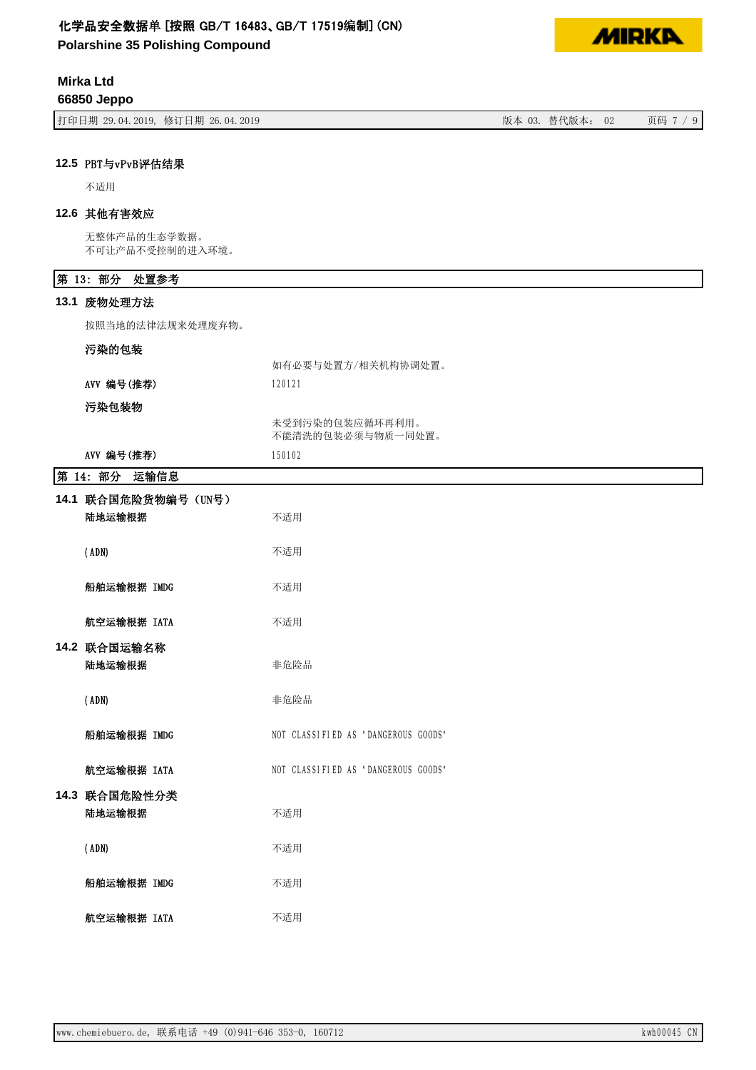### 12.5 PBT与vPvB评估结果

不适用

### 12.6 其他有害效应

无整体产品的生态学数据。
不可让产品不受控制的进入环境。

## 第 13: 部分　处置参考

### 13.1 废物处理方法

按照当地的法律法规来处理废弃物。

**污染的包装**

| | |
|---|---|
| | 如有必要与处置方/相关机构协调处置。 |
| **AVV 编号(推荐)** | 120121 |

**污染包装物**

| | |
|---|---|
| | 未受到污染的包装应循环再利用。<br>不能清洗的包装必须与物质一同处置。 |
| **AVV 编号(推荐)** | 150102 |

## 第 14: 部分　运输信息

### 14.1 联合国危险货物编号 (UN号)

| | |
|---|---|
| **陆地运输根据** | 不适用 |
| **(ADN)** | 不适用 |
| **船舶运输根据 IMDG** | 不适用 |
| **航空运输根据 IATA** | 不适用 |

### 14.2 联合国运输名称

| | |
|---|---|
| **陆地运输根据** | 非危险品 |
| **(ADN)** | 非危险品 |
| **船舶运输根据 IMDG** | NOT CLASSIFIED AS 'DANGEROUS GOODS' |
| **航空运输根据 IATA** | NOT CLASSIFIED AS 'DANGEROUS GOODS' |

### 14.3 联合国危险性分类

| | |
|---|---|
| **陆地运输根据** | 不适用 |
| **(ADN)** | 不适用 |
| **船舶运输根据 IMDG** | 不适用 |
| **航空运输根据 IATA** | 不适用 |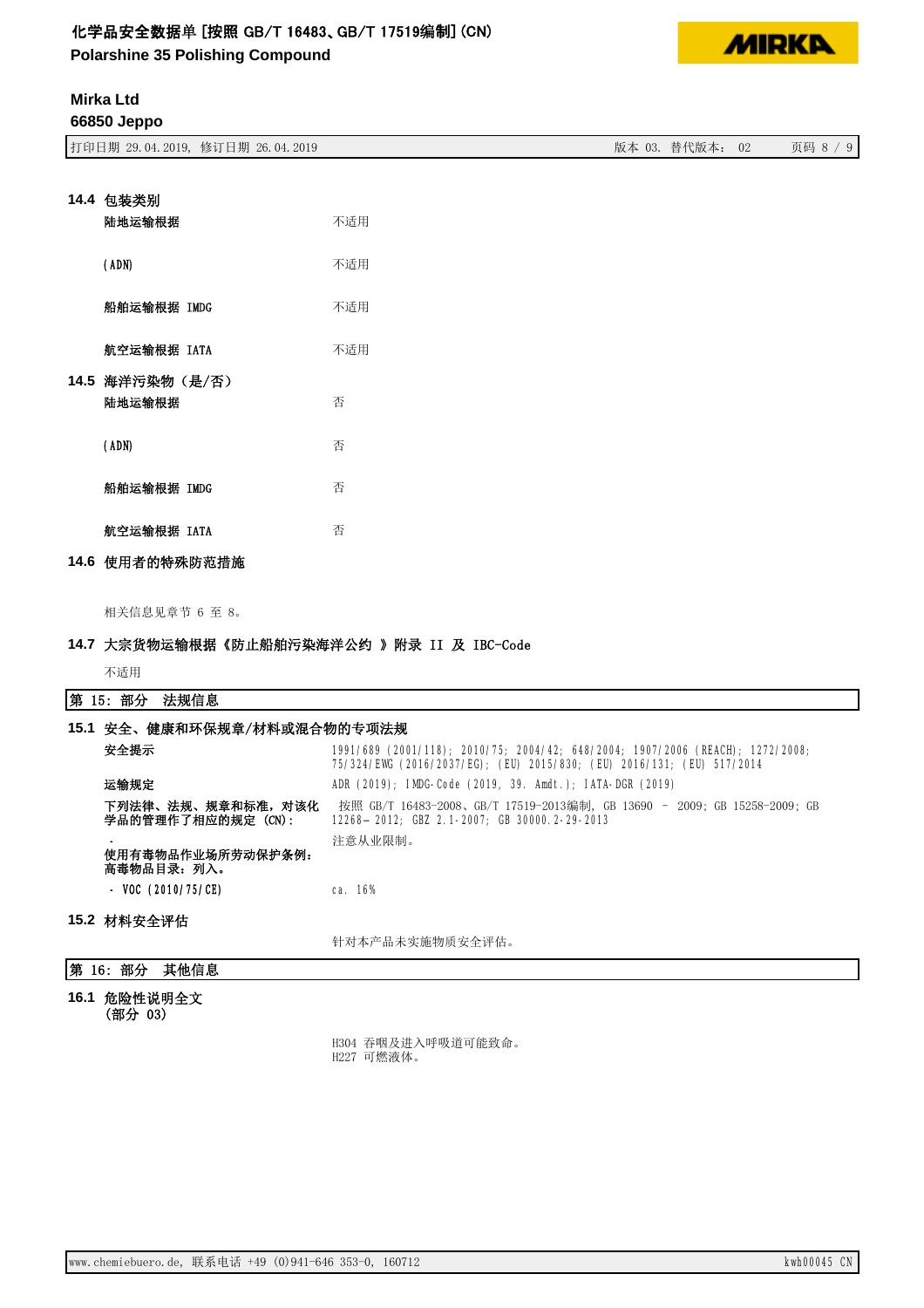### 14.4 包装类别

| | |
|---|---|
| 陆地运输根据 | 不适用 |
| (ADN) | 不适用 |
| 船舶运输根据 IMDG | 不适用 |
| 航空运输根据 IATA | 不适用 |

### 14.5 海洋污染物（是/否）

| | |
|---|---|
| 陆地运输根据 | 否 |
| (ADN) | 否 |
| 船舶运输根据 IMDG | 否 |
| 航空运输根据 IATA | 否 |

### 14.6 使用者的特殊防范措施

相关信息见章节 6 至 8。

### 14.7 大宗货物运输根据《防止船舶污染海洋公约 》附录 II 及 IBC-Code

不适用

## 第 15: 部分 法规信息

### 15.1 安全、健康和环保规章/材料或混合物的专项法规

| | |
|---|---|
| 安全提示 | 1991/689 (2001/118); 2010/75; 2004/42; 648/2004; 1907/2006 (REACH); 1272/2008; 75/324/EWG (2016/2037/EG); (EU) 2015/830; (EU) 2016/131; (EU) 517/2014 |
| 运输规定 | ADR (2019); IMDG-Code (2019, 39. Amdt.); IATA-DGR (2019) |
| 下列法律、法规、规章和标准，对该化学品的管理作了相应的规定 (CN)： | 按照 GB/T 16483-2008、GB/T 17519-2013编制, GB 13690 – 2009; GB 15258-2009; GB 12268– 2012; GBZ 2.1-2007; GB 30000.2-29-2013 |
| - 使用有毒物品作业场所劳动保护条例：高毒物品目录：列入。 | 注意从业限制。 |
| - VOC (2010/75/CE) | ca. 16% |

### 15.2 材料安全评估

针对本产品未实施物质安全评估。

## 第 16: 部分 其他信息

### 16.1 危险性说明全文 (部分 03)

H304 吞咽及进入呼吸道可能致命。
H227 可燃液体。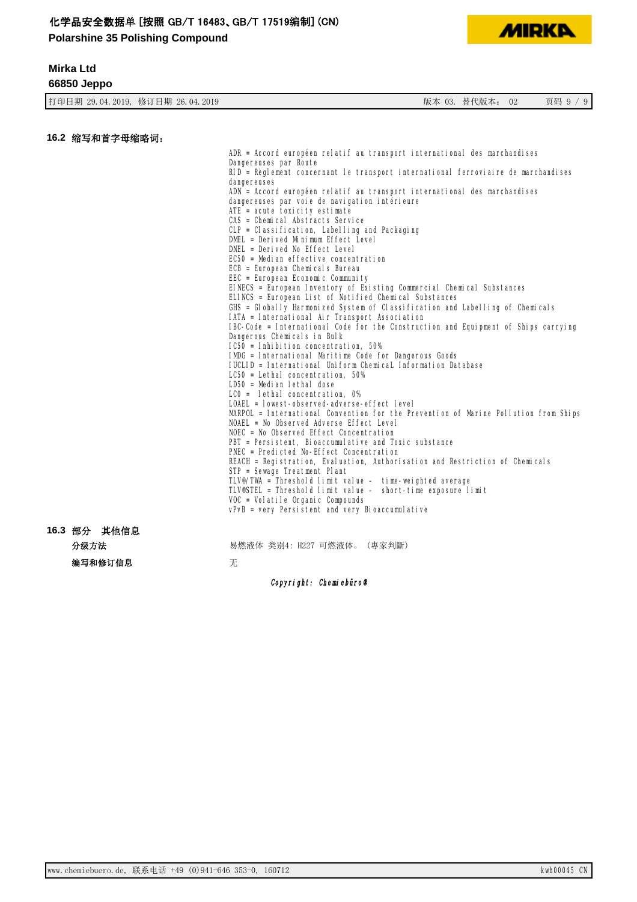### 16.2 缩写和首字母缩略词：

ADR = Accord européen relatif au transport international des marchandises Dangereuses par Route
RID = Règlement concernant le transport international ferroviaire de marchandises dangereuses
ADN = Accord européen relatif au transport international des marchandises dangereuses par voie de navigation intérieure
ATE = acute toxicity estimate
CAS = Chemical Abstracts Service
CLP = Classification, Labelling and Packaging
DMEL = Derived Minimum Effect Level
DNEL = Derived No Effect Level
EC50 = Median effective concentration
ECB = European Chemicals Bureau
EEC = European Economic Community
EINECS = European Inventory of Existing Commercial Chemical Substances
ELINCS = European List of Notified Chemical Substances
GHS = Globally Harmonized System of Classification and Labelling of Chemicals
IATA = International Air Transport Association
IBC-Code = International Code for the Construction and Equipment of Ships carrying Dangerous Chemicals in Bulk
IC50 = Inhibition concentration, 50%
IMDG = International Maritime Code for Dangerous Goods
IUCLID = International Uniform ChemicaL Information Database
LC50 = Lethal concentration, 50%
LD50 = Median lethal dose
LC0 = lethal concentration, 0%
LOAEL = lowest-observed-adverse-effect level
MARPOL = International Convention for the Prevention of Marine Pollution from Ships
NOAEL = No Observed Adverse Effect Level
NOEC = No Observed Effect Concentration
PBT = Persistent, Bioaccumulative and Toxic substance
PNEC = Predicted No-Effect Concentration
REACH = Registration, Evaluation, Authorisation and Restriction of Chemicals
STP = Sewage Treatment Plant
TLV®/TWA = Threshold limit value - time-weighted average
TLV®STEL = Threshold limit value - short-time exposure limit
VOC = Volatile Organic Compounds
vPvB = very Persistent and very Bioaccumulative

### 16.3 部分 其他信息

**分级方法**

易燃液体 类别4: H227 可燃液体。 (専家判斷)

**编写和修订信息**

无

***Copyright: Chemiebüro®***